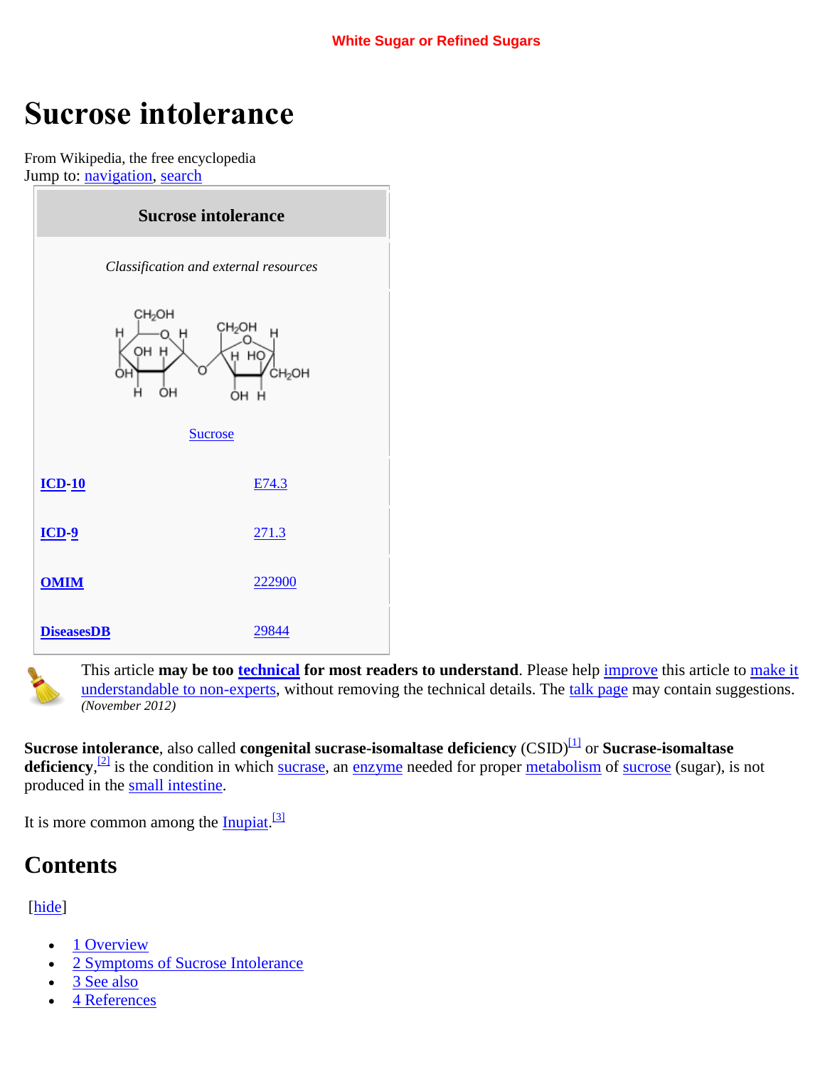White Sugar or Refined Sugars

# Sucrose intolerance

From Wikipedia, the free encyclopedia
Jump to: navigation, search

| Sucrose intolerance | |
|---|---|
| *Classification and external resources* | |
| Sucrose | |
| **ICD-10** | E74.3 |
| **ICD-9** | 271.3 |
| **OMIM** | 222900 |
| **DiseasesDB** | 29844 |

This article **may be too technical for most readers to understand**. Please help improve this article to make it understandable to non-experts, without removing the technical details. The talk page may contain suggestions. *(November 2012)*

**Sucrose intolerance**, also called **congenital sucrase-isomaltase deficiency** (CSID)[1] or **Sucrase-isomaltase deficiency**,[2] is the condition in which sucrase, an enzyme needed for proper metabolism of sucrose (sugar), is not produced in the small intestine.

It is more common among the Inupiat.[3]

## Contents

[hide]

- 1 Overview
- 2 Symptoms of Sucrose Intolerance
- 3 See also
- 4 References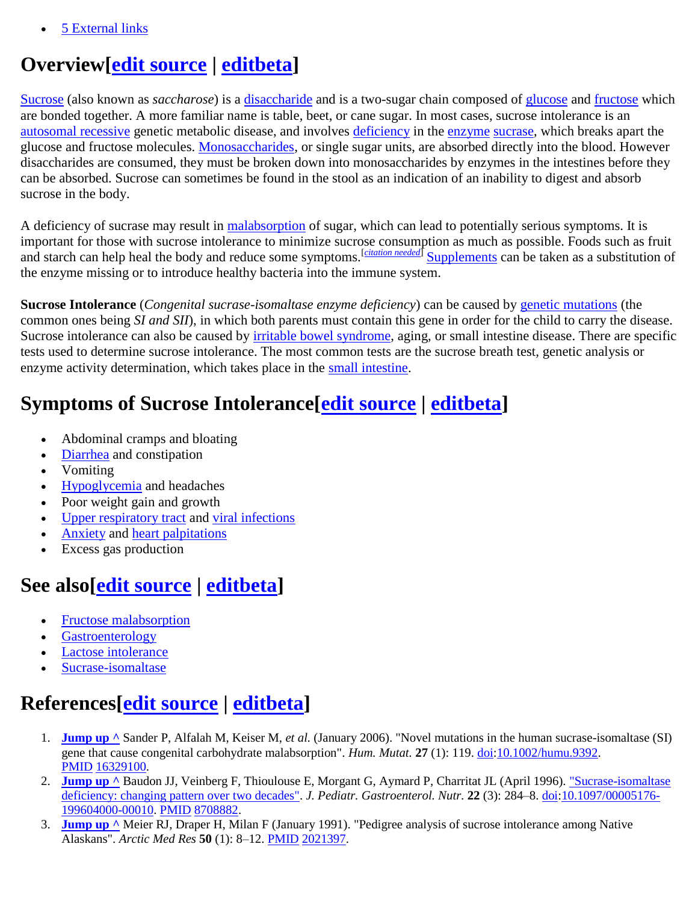- 5 External links

## Overview[edit source | editbeta]

Sucrose (also known as *saccharose*) is a disaccharide and is a two-sugar chain composed of glucose and fructose which are bonded together. A more familiar name is table, beet, or cane sugar. In most cases, sucrose intolerance is an autosomal recessive genetic metabolic disease, and involves deficiency in the enzyme sucrase, which breaks apart the glucose and fructose molecules. Monosaccharides, or single sugar units, are absorbed directly into the blood. However disaccharides are consumed, they must be broken down into monosaccharides by enzymes in the intestines before they can be absorbed. Sucrose can sometimes be found in the stool as an indication of an inability to digest and absorb sucrose in the body.

A deficiency of sucrase may result in malabsorption of sugar, which can lead to potentially serious symptoms. It is important for those with sucrose intolerance to minimize sucrose consumption as much as possible. Foods such as fruit and starch can help heal the body and reduce some symptoms.[*citation needed*] Supplements can be taken as a substitution of the enzyme missing or to introduce healthy bacteria into the immune system.

**Sucrose Intolerance** (*Congenital sucrase-isomaltase enzyme deficiency*) can be caused by genetic mutations (the common ones being *SI and SII*), in which both parents must contain this gene in order for the child to carry the disease. Sucrose intolerance can also be caused by irritable bowel syndrome, aging, or small intestine disease. There are specific tests used to determine sucrose intolerance. The most common tests are the sucrose breath test, genetic analysis or enzyme activity determination, which takes place in the small intestine.

## Symptoms of Sucrose Intolerance[edit source | editbeta]

- Abdominal cramps and bloating
- Diarrhea and constipation
- Vomiting
- Hypoglycemia and headaches
- Poor weight gain and growth
- Upper respiratory tract and viral infections
- Anxiety and heart palpitations
- Excess gas production

## See also[edit source | editbeta]

- Fructose malabsorption
- Gastroenterology
- Lactose intolerance
- Sucrase-isomaltase

## References[edit source | editbeta]

1. **Jump up ^** Sander P, Alfalah M, Keiser M, *et al.* (January 2006). "Novel mutations in the human sucrase-isomaltase (SI) gene that cause congenital carbohydrate malabsorption". *Hum. Mutat.* **27** (1): 119. doi:10.1002/humu.9392. PMID 16329100.
2. **Jump up ^** Baudon JJ, Veinberg F, Thioulouse E, Morgant G, Aymard P, Charritat JL (April 1996). "Sucrase-isomaltase deficiency: changing pattern over two decades". *J. Pediatr. Gastroenterol. Nutr.* **22** (3): 284–8. doi:10.1097/00005176-199604000-00010. PMID 8708882.
3. **Jump up ^** Meier RJ, Draper H, Milan F (January 1991). "Pedigree analysis of sucrose intolerance among Native Alaskans". *Arctic Med Res* **50** (1): 8–12. PMID 2021397.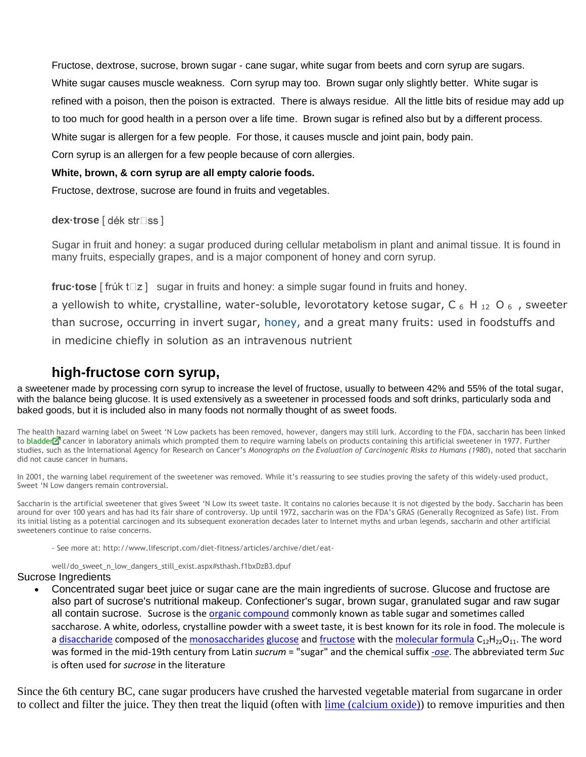Fructose, dextrose, sucrose, brown sugar - cane sugar, white sugar from beets and corn syrup are sugars.

White sugar causes muscle weakness. Corn syrup may too. Brown sugar only slightly better. White sugar is refined with a poison, then the poison is extracted. There is always residue. All the little bits of residue may add up to too much for good health in a person over a life time. Brown sugar is refined also but by a different process.

White sugar is allergen for a few people. For those, it causes muscle and joint pain, body pain.

Corn syrup is an allergen for a few people because of corn allergies.

**White, brown, & corn syrup are all empty calorie foods.**

Fructose, dextrose, sucrose are found in fruits and vegetables.

**dex·trose** [ dék str□ss ]

Sugar in fruit and honey: a sugar produced during cellular metabolism in plant and animal tissue. It is found in many fruits, especially grapes, and is a major component of honey and corn syrup.

**fruc·tose** [ frúk t□z ] sugar in fruits and honey: a simple sugar found in fruits and honey.

a yellowish to white, crystalline, water-soluble, levorotatory ketose sugar, $C_6H_{12}O_6$, sweeter than sucrose, occurring in invert sugar, honey, and a great many fruits: used in foodstuffs and in medicine chiefly in solution as an intravenous nutrient

## high-fructose corn syrup,

a sweetener made by processing corn syrup to increase the level of fructose, usually to between 42% and 55% of the total sugar, with the balance being glucose. It is used extensively as a sweetener in processed foods and soft drinks, particularly soda and baked goods, but it is included also in many foods not normally thought of as sweet foods.

The health hazard warning label on Sweet 'N Low packets has been removed, however, dangers may still lurk. According to the FDA, saccharin has been linked to bladder cancer in laboratory animals which prompted them to require warning labels on products containing this artificial sweetener in 1977. Further studies, such as the International Agency for Research on Cancer's *Monographs on the Evaluation of Carcinogenic Risks to Humans (1980)*, noted that saccharin did not cause cancer in humans.

In 2001, the warning label requirement of the sweetener was removed. While it's reassuring to see studies proving the safety of this widely-used product, Sweet 'N Low dangers remain controversial.

Saccharin is the artificial sweetener that gives Sweet 'N Low its sweet taste. It contains no calories because it is not digested by the body. Saccharin has been around for over 100 years and has had its fair share of controversy. Up until 1972, saccharin was on the FDA's GRAS (Generally Recognized as Safe) list. From its initial listing as a potential carcinogen and its subsequent exoneration decades later to Internet myths and urban legends, saccharin and other artificial sweeteners continue to raise concerns.

- See more at: http://www.lifescript.com/diet-fitness/articles/archive/diet/eat-well/do_sweet_n_low_dangers_still_exist.aspx#sthash.f1bxDzB3.dpuf

Sucrose Ingredients

- Concentrated sugar beet juice or sugar cane are the main ingredients of sucrose. Glucose and fructose are also part of sucrose's nutritional makeup. Confectioner's sugar, brown sugar, granulated sugar and raw sugar all contain sucrose. Sucrose is the organic compound commonly known as table sugar and sometimes called saccharose. A white, odorless, crystalline powder with a sweet taste, it is best known for its role in food. The molecule is a disaccharide composed of the monosaccharides glucose and fructose with the molecular formula $C_{12}H_{22}O_{11}$. The word was formed in the mid-19th century from Latin *sucrum* = "sugar" and the chemical suffix *-ose*. The abbreviated term *Suc* is often used for *sucrose* in the literature

Since the 6th century BC, cane sugar producers have crushed the harvested vegetable material from sugarcane in order to collect and filter the juice. They then treat the liquid (often with lime (calcium oxide)) to remove impurities and then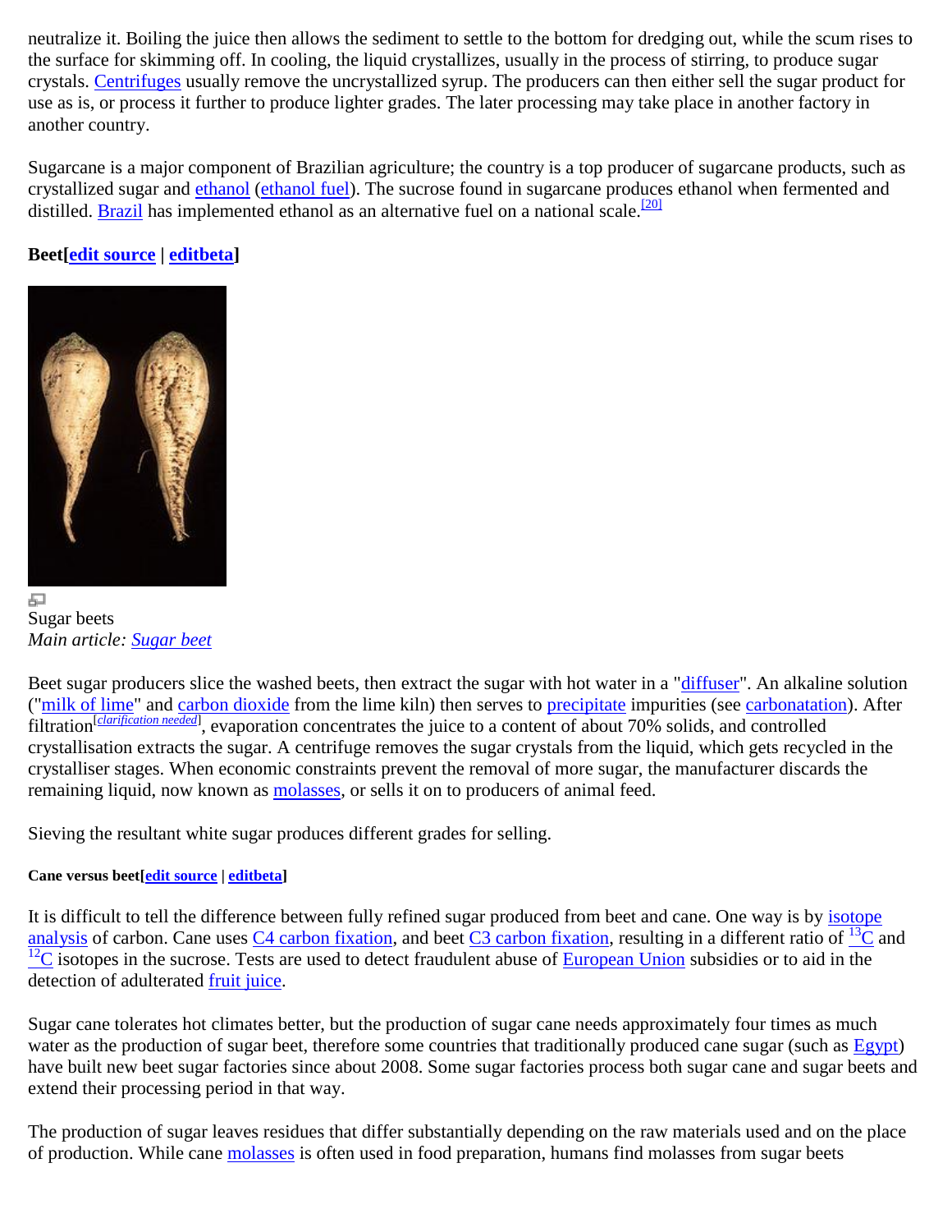neutralize it. Boiling the juice then allows the sediment to settle to the bottom for dredging out, while the scum rises to the surface for skimming off. In cooling, the liquid crystallizes, usually in the process of stirring, to produce sugar crystals. Centrifuges usually remove the uncrystallized syrup. The producers can then either sell the sugar product for use as is, or process it further to produce lighter grades. The later processing may take place in another factory in another country.

Sugarcane is a major component of Brazilian agriculture; the country is a top producer of sugarcane products, such as crystallized sugar and ethanol (ethanol fuel). The sucrose found in sugarcane produces ethanol when fermented and distilled. Brazil has implemented ethanol as an alternative fuel on a national scale.[20]

### Beet[edit source | editbeta]

Sugar beets

*Main article: Sugar beet*

Beet sugar producers slice the washed beets, then extract the sugar with hot water in a "diffuser". An alkaline solution ("milk of lime" and carbon dioxide from the lime kiln) then serves to precipitate impurities (see carbonatation). After filtration[*clarification needed*], evaporation concentrates the juice to a content of about 70% solids, and controlled crystallisation extracts the sugar. A centrifuge removes the sugar crystals from the liquid, which gets recycled in the crystalliser stages. When economic constraints prevent the removal of more sugar, the manufacturer discards the remaining liquid, now known as molasses, or sells it on to producers of animal feed.

Sieving the resultant white sugar produces different grades for selling.

#### Cane versus beet[edit source | editbeta]

It is difficult to tell the difference between fully refined sugar produced from beet and cane. One way is by isotope analysis of carbon. Cane uses C4 carbon fixation, and beet C3 carbon fixation, resulting in a different ratio of $^{13}C$ and $^{12}C$ isotopes in the sucrose. Tests are used to detect fraudulent abuse of European Union subsidies or to aid in the detection of adulterated fruit juice.

Sugar cane tolerates hot climates better, but the production of sugar cane needs approximately four times as much water as the production of sugar beet, therefore some countries that traditionally produced cane sugar (such as Egypt) have built new beet sugar factories since about 2008. Some sugar factories process both sugar cane and sugar beets and extend their processing period in that way.

The production of sugar leaves residues that differ substantially depending on the raw materials used and on the place of production. While cane molasses is often used in food preparation, humans find molasses from sugar beets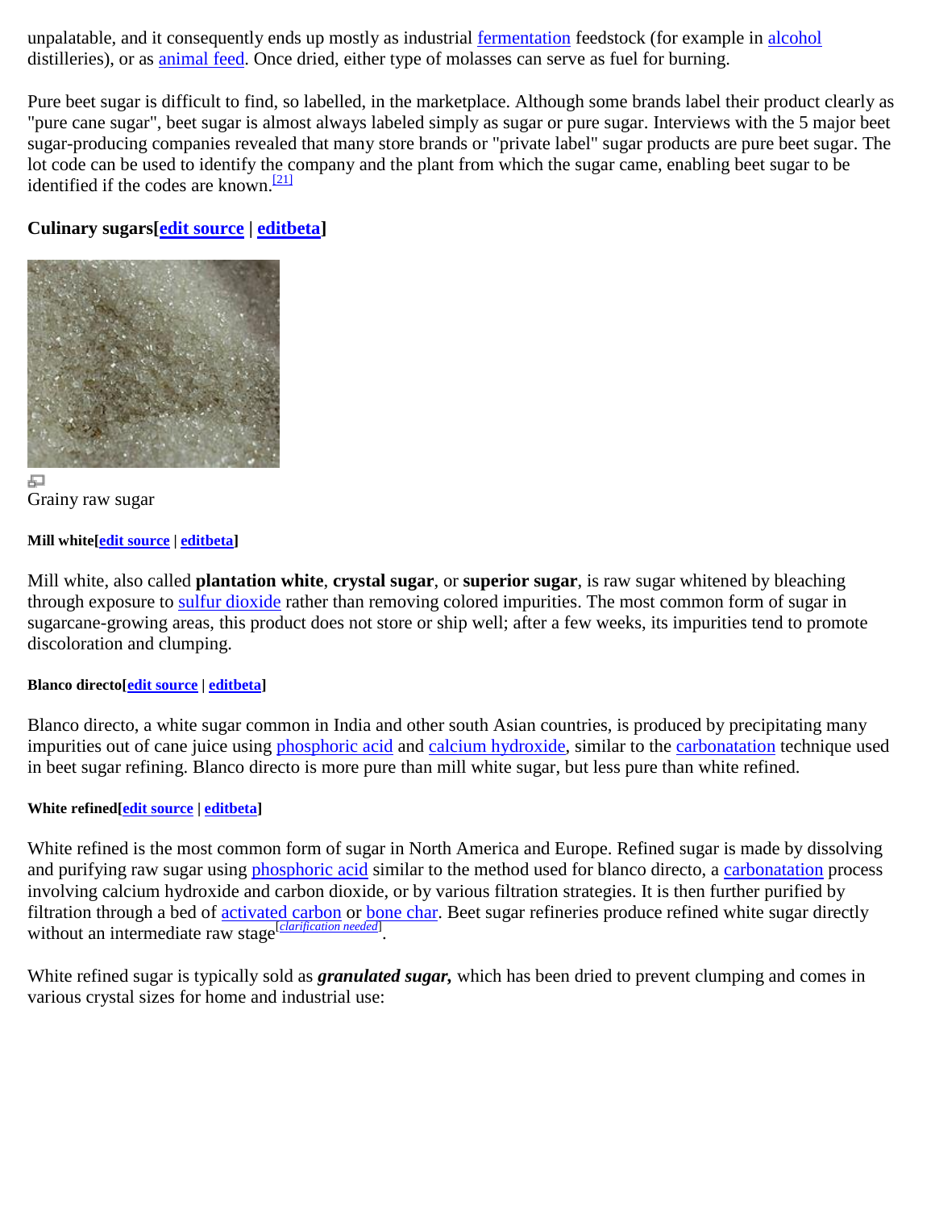unpalatable, and it consequently ends up mostly as industrial fermentation feedstock (for example in alcohol distilleries), or as animal feed. Once dried, either type of molasses can serve as fuel for burning.

Pure beet sugar is difficult to find, so labelled, in the marketplace. Although some brands label their product clearly as "pure cane sugar", beet sugar is almost always labeled simply as sugar or pure sugar. Interviews with the 5 major beet sugar-producing companies revealed that many store brands or "private label" sugar products are pure beet sugar. The lot code can be used to identify the company and the plant from which the sugar came, enabling beet sugar to be identified if the codes are known.[21]

## Culinary sugars[edit source | editbeta]

Grainy raw sugar

### Mill white[edit source | editbeta]

Mill white, also called **plantation white**, **crystal sugar**, or **superior sugar**, is raw sugar whitened by bleaching through exposure to sulfur dioxide rather than removing colored impurities. The most common form of sugar in sugarcane-growing areas, this product does not store or ship well; after a few weeks, its impurities tend to promote discoloration and clumping.

### Blanco directo[edit source | editbeta]

Blanco directo, a white sugar common in India and other south Asian countries, is produced by precipitating many impurities out of cane juice using phosphoric acid and calcium hydroxide, similar to the carbonatation technique used in beet sugar refining. Blanco directo is more pure than mill white sugar, but less pure than white refined.

### White refined[edit source | editbeta]

White refined is the most common form of sugar in North America and Europe. Refined sugar is made by dissolving and purifying raw sugar using phosphoric acid similar to the method used for blanco directo, a carbonatation process involving calcium hydroxide and carbon dioxide, or by various filtration strategies. It is then further purified by filtration through a bed of activated carbon or bone char. Beet sugar refineries produce refined white sugar directly without an intermediate raw stage[clarification needed].

White refined sugar is typically sold as ***granulated sugar,*** which has been dried to prevent clumping and comes in various crystal sizes for home and industrial use: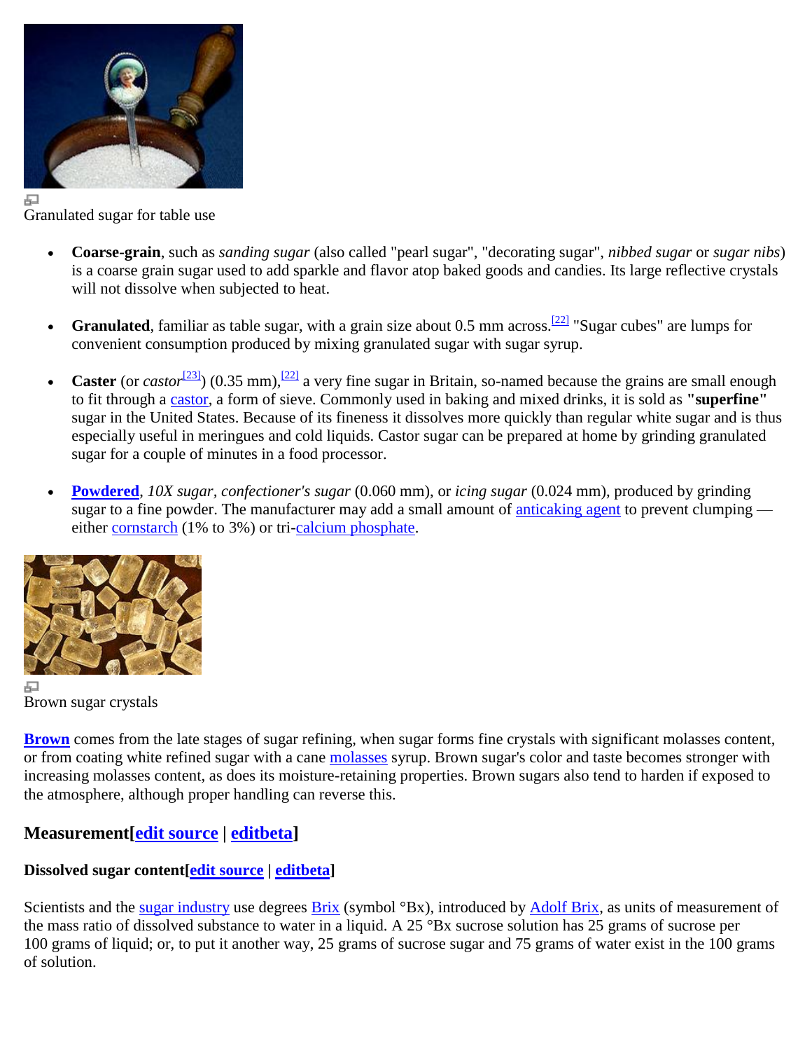Granulated sugar for table use

- **Coarse-grain**, such as *sanding sugar* (also called "pearl sugar", "decorating sugar", *nibbed sugar* or *sugar nibs*) is a coarse grain sugar used to add sparkle and flavor atop baked goods and candies. Its large reflective crystals will not dissolve when subjected to heat.

- **Granulated**, familiar as table sugar, with a grain size about 0.5 mm across.[22] "Sugar cubes" are lumps for convenient consumption produced by mixing granulated sugar with sugar syrup.

- **Caster** (or *castor*[23]) (0.35 mm),[22] a very fine sugar in Britain, so-named because the grains are small enough to fit through a castor, a form of sieve. Commonly used in baking and mixed drinks, it is sold as **"superfine"** sugar in the United States. Because of its fineness it dissolves more quickly than regular white sugar and is thus especially useful in meringues and cold liquids. Castor sugar can be prepared at home by grinding granulated sugar for a couple of minutes in a food processor.

- **Powdered**, *10X sugar*, *confectioner's sugar* (0.060 mm), or *icing sugar* (0.024 mm), produced by grinding sugar to a fine powder. The manufacturer may add a small amount of anticaking agent to prevent clumping — either cornstarch (1% to 3%) or tri-calcium phosphate.

Brown sugar crystals

**Brown** comes from the late stages of sugar refining, when sugar forms fine crystals with significant molasses content, or from coating white refined sugar with a cane molasses syrup. Brown sugar's color and taste becomes stronger with increasing molasses content, as does its moisture-retaining properties. Brown sugars also tend to harden if exposed to the atmosphere, although proper handling can reverse this.

## Measurement[edit source | editbeta]

### Dissolved sugar content[edit source | editbeta]

Scientists and the sugar industry use degrees Brix (symbol °Bx), introduced by Adolf Brix, as units of measurement of the mass ratio of dissolved substance to water in a liquid. A 25 °Bx sucrose solution has 25 grams of sucrose per 100 grams of liquid; or, to put it another way, 25 grams of sucrose sugar and 75 grams of water exist in the 100 grams of solution.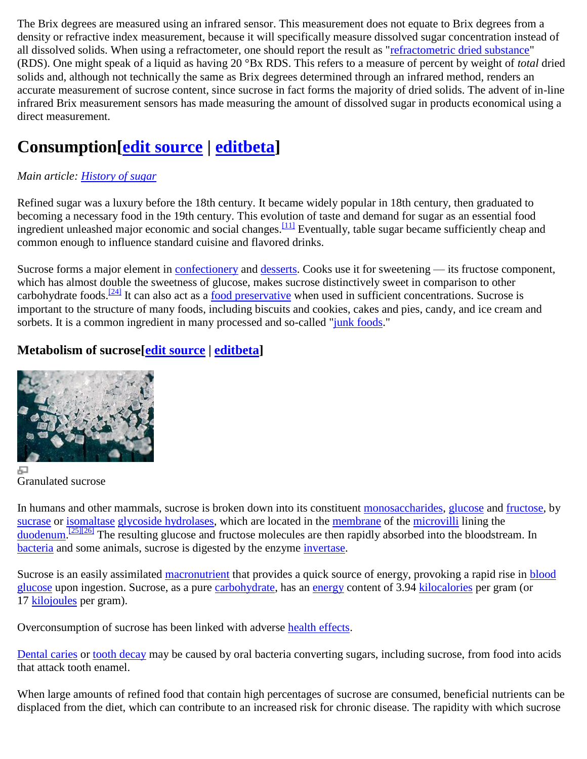The Brix degrees are measured using an infrared sensor. This measurement does not equate to Brix degrees from a density or refractive index measurement, because it will specifically measure dissolved sugar concentration instead of all dissolved solids. When using a refractometer, one should report the result as "refractometric dried substance" (RDS). One might speak of a liquid as having 20 °Bx RDS. This refers to a measure of percent by weight of *total* dried solids and, although not technically the same as Brix degrees determined through an infrared method, renders an accurate measurement of sucrose content, since sucrose in fact forms the majority of dried solids. The advent of in-line infrared Brix measurement sensors has made measuring the amount of dissolved sugar in products economical using a direct measurement.

## Consumption[edit source | editbeta]

*Main article: History of sugar*

Refined sugar was a luxury before the 18th century. It became widely popular in 18th century, then graduated to becoming a necessary food in the 19th century. This evolution of taste and demand for sugar as an essential food ingredient unleashed major economic and social changes.[11] Eventually, table sugar became sufficiently cheap and common enough to influence standard cuisine and flavored drinks.

Sucrose forms a major element in confectionery and desserts. Cooks use it for sweetening — its fructose component, which has almost double the sweetness of glucose, makes sucrose distinctively sweet in comparison to other carbohydrate foods.[24] It can also act as a food preservative when used in sufficient concentrations. Sucrose is important to the structure of many foods, including biscuits and cookies, cakes and pies, candy, and ice cream and sorbets. It is a common ingredient in many processed and so-called "junk foods."

### Metabolism of sucrose[edit source | editbeta]

Granulated sucrose

In humans and other mammals, sucrose is broken down into its constituent monosaccharides, glucose and fructose, by sucrase or isomaltase glycoside hydrolases, which are located in the membrane of the microvilli lining the duodenum.[25][26] The resulting glucose and fructose molecules are then rapidly absorbed into the bloodstream. In bacteria and some animals, sucrose is digested by the enzyme invertase.

Sucrose is an easily assimilated macronutrient that provides a quick source of energy, provoking a rapid rise in blood glucose upon ingestion. Sucrose, as a pure carbohydrate, has an energy content of 3.94 kilocalories per gram (or 17 kilojoules per gram).

Overconsumption of sucrose has been linked with adverse health effects.

Dental caries or tooth decay may be caused by oral bacteria converting sugars, including sucrose, from food into acids that attack tooth enamel.

When large amounts of refined food that contain high percentages of sucrose are consumed, beneficial nutrients can be displaced from the diet, which can contribute to an increased risk for chronic disease. The rapidity with which sucrose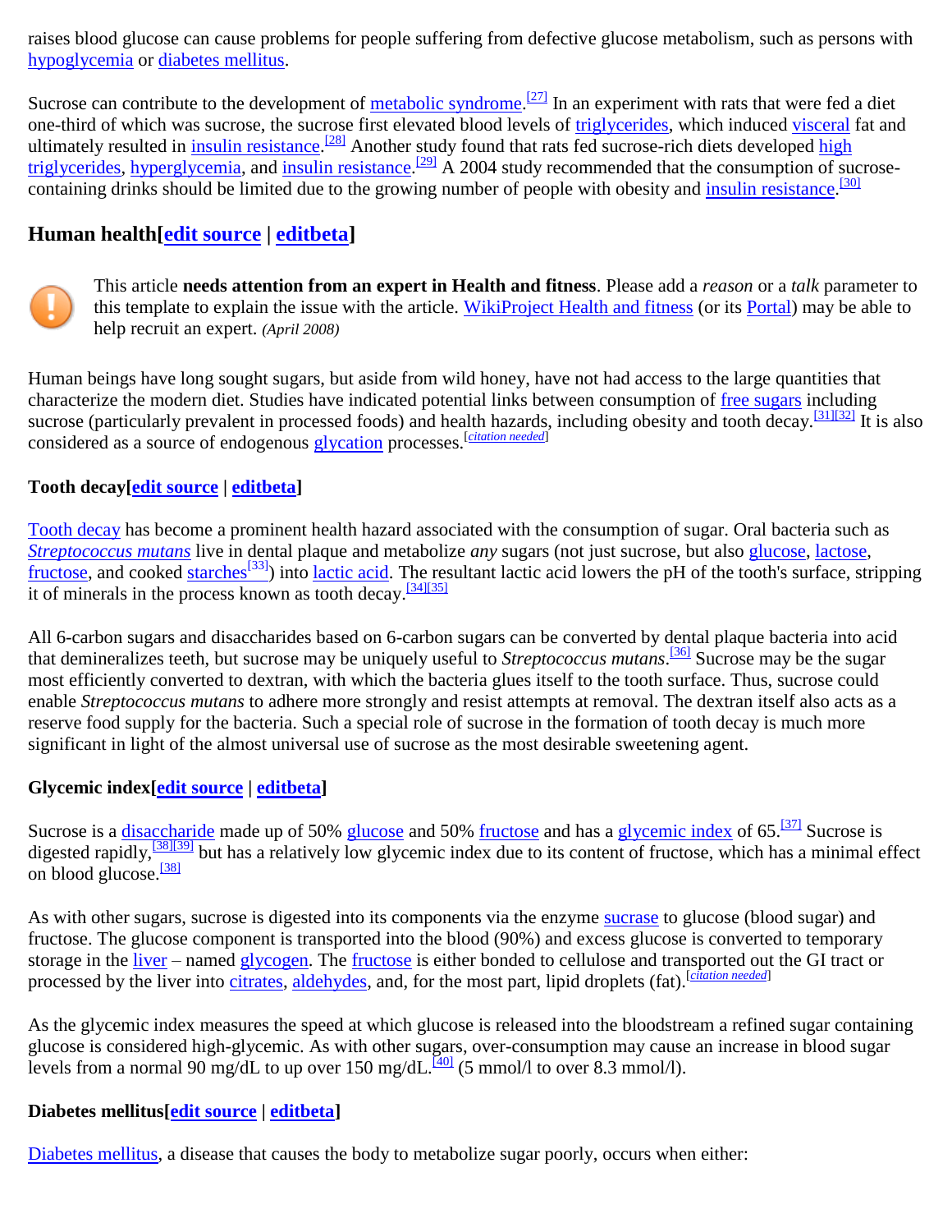raises blood glucose can cause problems for people suffering from defective glucose metabolism, such as persons with hypoglycemia or diabetes mellitus.

Sucrose can contribute to the development of metabolic syndrome.[27] In an experiment with rats that were fed a diet one-third of which was sucrose, the sucrose first elevated blood levels of triglycerides, which induced visceral fat and ultimately resulted in insulin resistance.[28] Another study found that rats fed sucrose-rich diets developed high triglycerides, hyperglycemia, and insulin resistance.[29] A 2004 study recommended that the consumption of sucrose-containing drinks should be limited due to the growing number of people with obesity and insulin resistance.[30]

## Human health[edit source | editbeta]

This article **needs attention from an expert in Health and fitness**. Please add a *reason* or a *talk* parameter to this template to explain the issue with the article. WikiProject Health and fitness (or its Portal) may be able to help recruit an expert. *(April 2008)*

Human beings have long sought sugars, but aside from wild honey, have not had access to the large quantities that characterize the modern diet. Studies have indicated potential links between consumption of free sugars including sucrose (particularly prevalent in processed foods) and health hazards, including obesity and tooth decay.[31][32] It is also considered as a source of endogenous glycation processes.[*citation needed*]

### Tooth decay[edit source | editbeta]

Tooth decay has become a prominent health hazard associated with the consumption of sugar. Oral bacteria such as *Streptococcus mutans* live in dental plaque and metabolize *any* sugars (not just sucrose, but also glucose, lactose, fructose, and cooked starches[33]) into lactic acid. The resultant lactic acid lowers the pH of the tooth's surface, stripping it of minerals in the process known as tooth decay.[34][35]

All 6-carbon sugars and disaccharides based on 6-carbon sugars can be converted by dental plaque bacteria into acid that demineralizes teeth, but sucrose may be uniquely useful to *Streptococcus mutans*.[36] Sucrose may be the sugar most efficiently converted to dextran, with which the bacteria glues itself to the tooth surface. Thus, sucrose could enable *Streptococcus mutans* to adhere more strongly and resist attempts at removal. The dextran itself also acts as a reserve food supply for the bacteria. Such a special role of sucrose in the formation of tooth decay is much more significant in light of the almost universal use of sucrose as the most desirable sweetening agent.

### Glycemic index[edit source | editbeta]

Sucrose is a disaccharide made up of 50% glucose and 50% fructose and has a glycemic index of 65.[37] Sucrose is digested rapidly,[38][39] but has a relatively low glycemic index due to its content of fructose, which has a minimal effect on blood glucose.[38]

As with other sugars, sucrose is digested into its components via the enzyme sucrase to glucose (blood sugar) and fructose. The glucose component is transported into the blood (90%) and excess glucose is converted to temporary storage in the liver – named glycogen. The fructose is either bonded to cellulose and transported out the GI tract or processed by the liver into citrates, aldehydes, and, for the most part, lipid droplets (fat).[*citation needed*]

As the glycemic index measures the speed at which glucose is released into the bloodstream a refined sugar containing glucose is considered high-glycemic. As with other sugars, over-consumption may cause an increase in blood sugar levels from a normal 90 mg/dL to up over 150 mg/dL.[40] (5 mmol/l to over 8.3 mmol/l).

### Diabetes mellitus[edit source | editbeta]

Diabetes mellitus, a disease that causes the body to metabolize sugar poorly, occurs when either: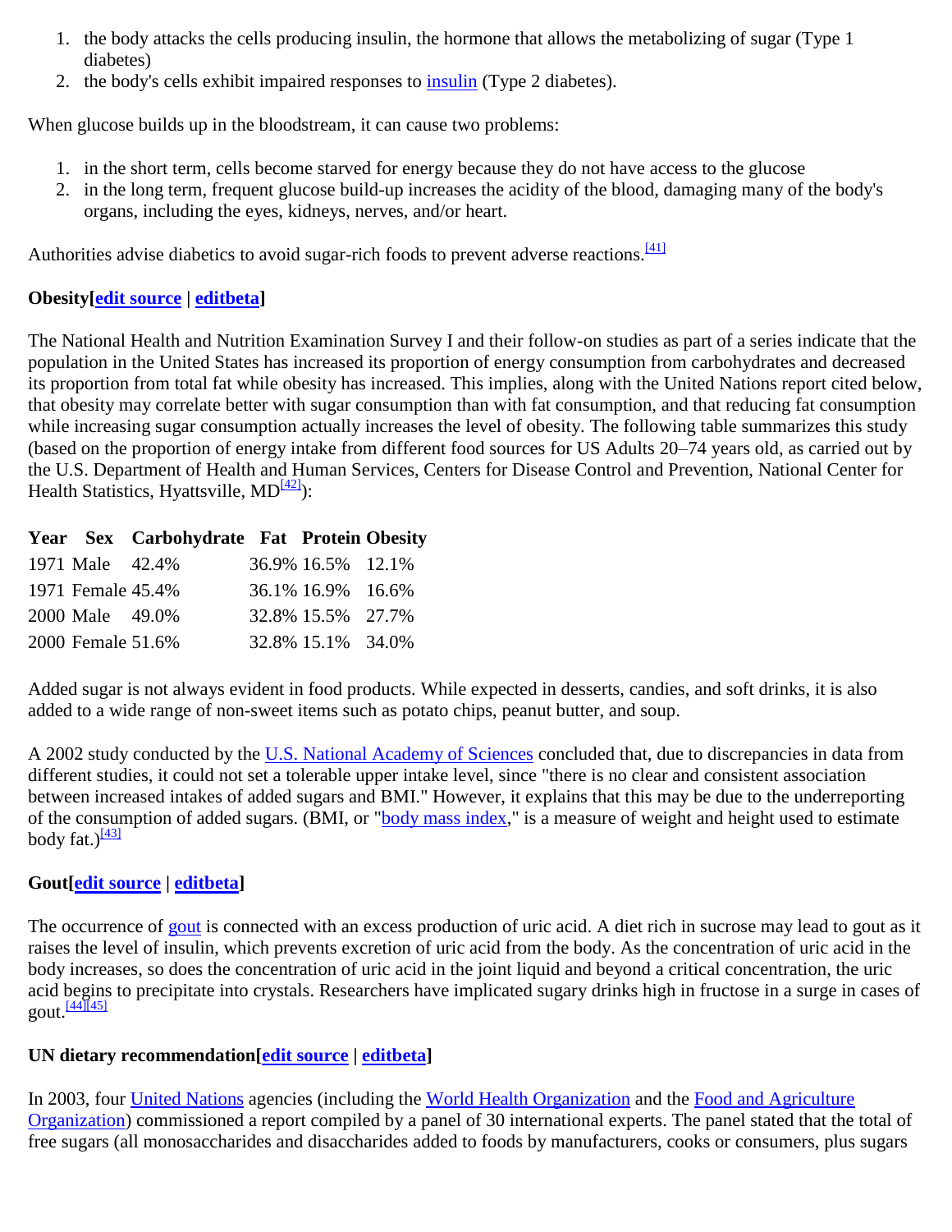1. the body attacks the cells producing insulin, the hormone that allows the metabolizing of sugar (Type 1 diabetes)
2. the body's cells exhibit impaired responses to insulin (Type 2 diabetes).

When glucose builds up in the bloodstream, it can cause two problems:

1. in the short term, cells become starved for energy because they do not have access to the glucose
2. in the long term, frequent glucose build-up increases the acidity of the blood, damaging many of the body's organs, including the eyes, kidneys, nerves, and/or heart.

Authorities advise diabetics to avoid sugar-rich foods to prevent adverse reactions.[41]

### Obesity[edit source | editbeta]

The National Health and Nutrition Examination Survey I and their follow-on studies as part of a series indicate that the population in the United States has increased its proportion of energy consumption from carbohydrates and decreased its proportion from total fat while obesity has increased. This implies, along with the United Nations report cited below, that obesity may correlate better with sugar consumption than with fat consumption, and that reducing fat consumption while increasing sugar consumption actually increases the level of obesity. The following table summarizes this study (based on the proportion of energy intake from different food sources for US Adults 20–74 years old, as carried out by the U.S. Department of Health and Human Services, Centers for Disease Control and Prevention, National Center for Health Statistics, Hyattsville, MD[42]):

| Year | Sex | Carbohydrate | Fat | Protein | Obesity |
|---|---|---|---|---|---|
| 1971 | Male | 42.4% | 36.9% | 16.5% | 12.1% |
| 1971 | Female | 45.4% | 36.1% | 16.9% | 16.6% |
| 2000 | Male | 49.0% | 32.8% | 15.5% | 27.7% |
| 2000 | Female | 51.6% | 32.8% | 15.1% | 34.0% |

Added sugar is not always evident in food products. While expected in desserts, candies, and soft drinks, it is also added to a wide range of non-sweet items such as potato chips, peanut butter, and soup.

A 2002 study conducted by the U.S. National Academy of Sciences concluded that, due to discrepancies in data from different studies, it could not set a tolerable upper intake level, since "there is no clear and consistent association between increased intakes of added sugars and BMI." However, it explains that this may be due to the underreporting of the consumption of added sugars. (BMI, or "body mass index," is a measure of weight and height used to estimate body fat.)[43]

### Gout[edit source | editbeta]

The occurrence of gout is connected with an excess production of uric acid. A diet rich in sucrose may lead to gout as it raises the level of insulin, which prevents excretion of uric acid from the body. As the concentration of uric acid in the body increases, so does the concentration of uric acid in the joint liquid and beyond a critical concentration, the uric acid begins to precipitate into crystals. Researchers have implicated sugary drinks high in fructose in a surge in cases of gout.[44][45]

### UN dietary recommendation[edit source | editbeta]

In 2003, four United Nations agencies (including the World Health Organization and the Food and Agriculture Organization) commissioned a report compiled by a panel of 30 international experts. The panel stated that the total of free sugars (all monosaccharides and disaccharides added to foods by manufacturers, cooks or consumers, plus sugars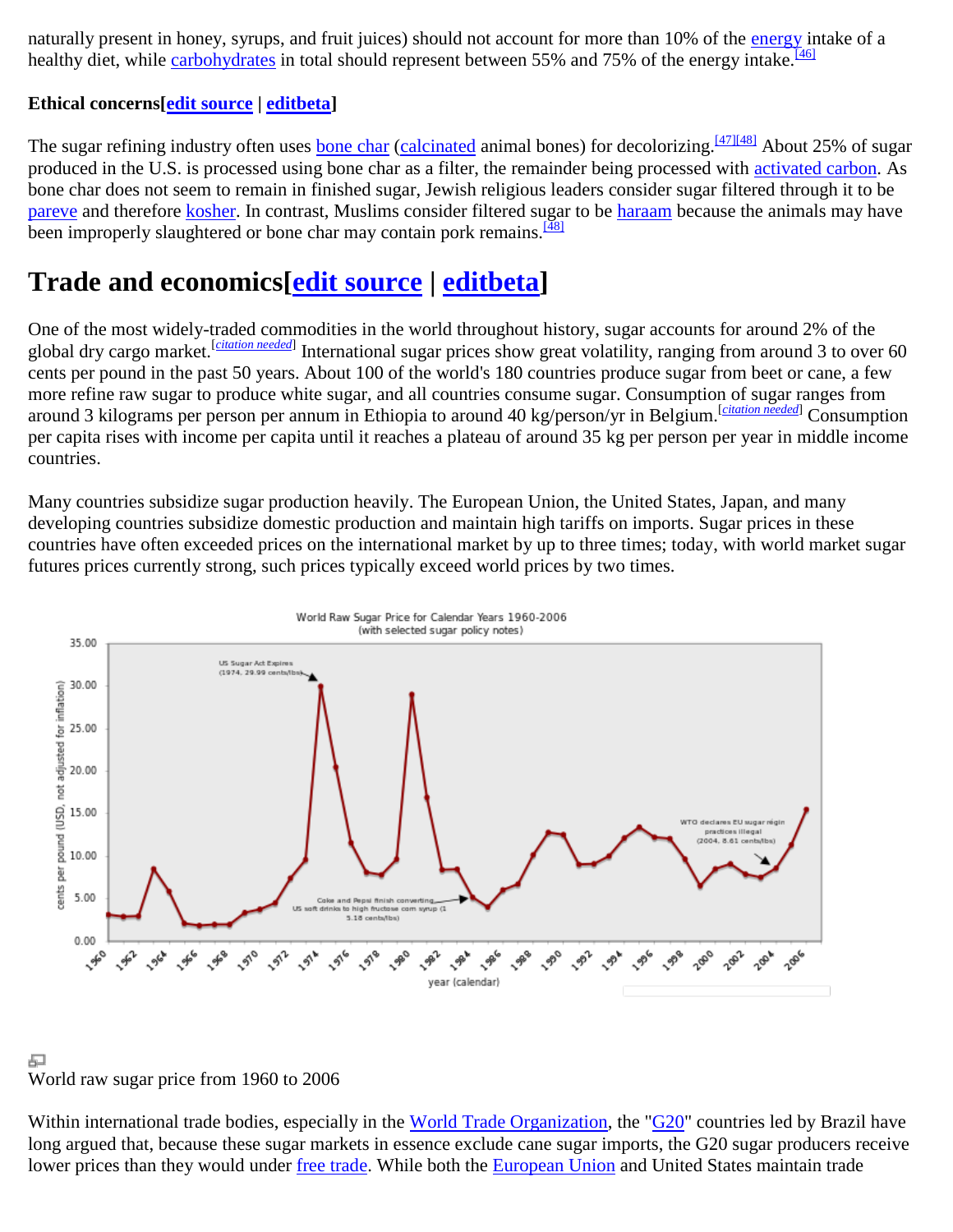naturally present in honey, syrups, and fruit juices) should not account for more than 10% of the energy intake of a healthy diet, while carbohydrates in total should represent between 55% and 75% of the energy intake.[46]

**Ethical concerns[edit source | editbeta]**

The sugar refining industry often uses bone char (calcinated animal bones) for decolorizing.[47][48] About 25% of sugar produced in the U.S. is processed using bone char as a filter, the remainder being processed with activated carbon. As bone char does not seem to remain in finished sugar, Jewish religious leaders consider sugar filtered through it to be pareve and therefore kosher. In contrast, Muslims consider filtered sugar to be haraam because the animals may have been improperly slaughtered or bone char may contain pork remains.[48]

## Trade and economics[edit source | editbeta]

One of the most widely-traded commodities in the world throughout history, sugar accounts for around 2% of the global dry cargo market.[citation needed] International sugar prices show great volatility, ranging from around 3 to over 60 cents per pound in the past 50 years. About 100 of the world's 180 countries produce sugar from beet or cane, a few more refine raw sugar to produce white sugar, and all countries consume sugar. Consumption of sugar ranges from around 3 kilograms per person per annum in Ethiopia to around 40 kg/person/yr in Belgium.[citation needed] Consumption per capita rises with income per capita until it reaches a plateau of around 35 kg per person per year in middle income countries.

Many countries subsidize sugar production heavily. The European Union, the United States, Japan, and many developing countries subsidize domestic production and maintain high tariffs on imports. Sugar prices in these countries have often exceeded prices on the international market by up to three times; today, with world market sugar futures prices currently strong, such prices typically exceed world prices by two times.

World raw sugar price from 1960 to 2006

Within international trade bodies, especially in the World Trade Organization, the "G20" countries led by Brazil have long argued that, because these sugar markets in essence exclude cane sugar imports, the G20 sugar producers receive lower prices than they would under free trade. While both the European Union and United States maintain trade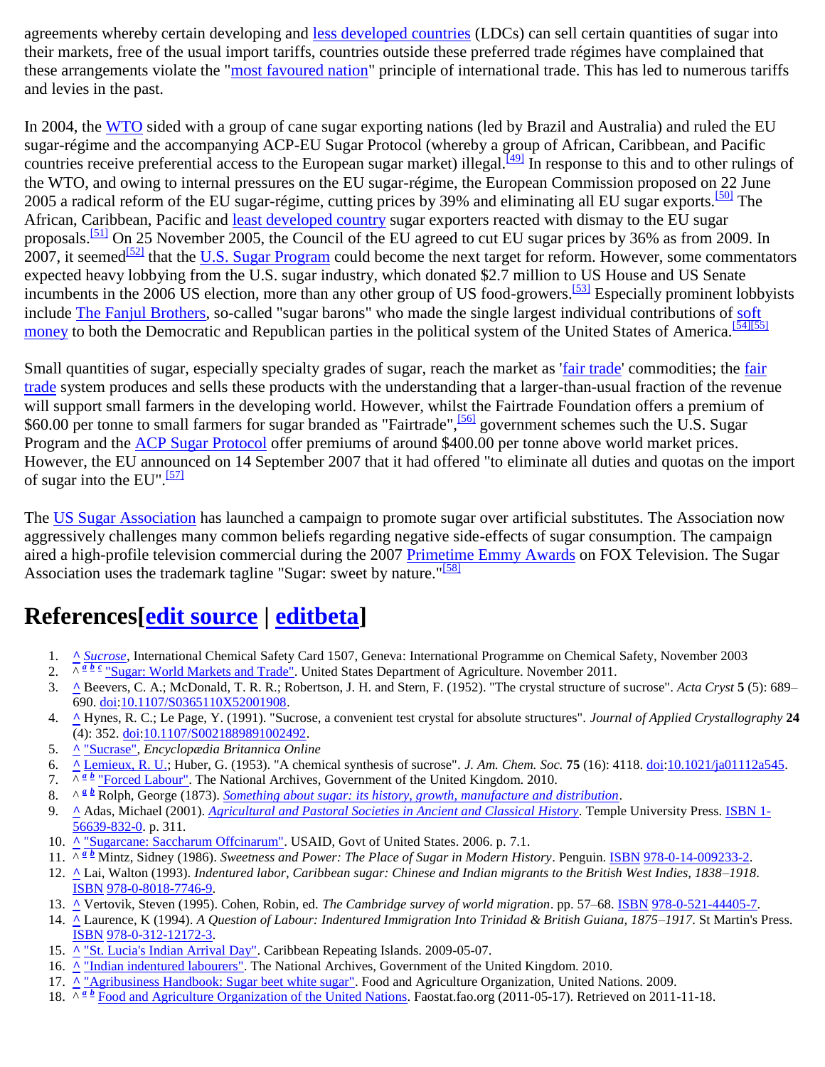agreements whereby certain developing and less developed countries (LDCs) can sell certain quantities of sugar into their markets, free of the usual import tariffs, countries outside these preferred trade régimes have complained that these arrangements violate the "most favoured nation" principle of international trade. This has led to numerous tariffs and levies in the past.

In 2004, the WTO sided with a group of cane sugar exporting nations (led by Brazil and Australia) and ruled the EU sugar-régime and the accompanying ACP-EU Sugar Protocol (whereby a group of African, Caribbean, and Pacific countries receive preferential access to the European sugar market) illegal.[49] In response to this and to other rulings of the WTO, and owing to internal pressures on the EU sugar-régime, the European Commission proposed on 22 June 2005 a radical reform of the EU sugar-régime, cutting prices by 39% and eliminating all EU sugar exports.[50] The African, Caribbean, Pacific and least developed country sugar exporters reacted with dismay to the EU sugar proposals.[51] On 25 November 2005, the Council of the EU agreed to cut EU sugar prices by 36% as from 2009. In 2007, it seemed[52] that the U.S. Sugar Program could become the next target for reform. However, some commentators expected heavy lobbying from the U.S. sugar industry, which donated $2.7 million to US House and US Senate incumbents in the 2006 US election, more than any other group of US food-growers.[53] Especially prominent lobbyists include The Fanjul Brothers, so-called "sugar barons" who made the single largest individual contributions of soft money to both the Democratic and Republican parties in the political system of the United States of America.[54][55]

Small quantities of sugar, especially specialty grades of sugar, reach the market as 'fair trade' commodities; the fair trade system produces and sells these products with the understanding that a larger-than-usual fraction of the revenue will support small farmers in the developing world. However, whilst the Fairtrade Foundation offers a premium of $60.00 per tonne to small farmers for sugar branded as "Fairtrade",[56] government schemes such the U.S. Sugar Program and the ACP Sugar Protocol offer premiums of around $400.00 per tonne above world market prices. However, the EU announced on 14 September 2007 that it had offered "to eliminate all duties and quotas on the import of sugar into the EU".[57]

The US Sugar Association has launched a campaign to promote sugar over artificial substitutes. The Association now aggressively challenges many common beliefs regarding negative side-effects of sugar consumption. The campaign aired a high-profile television commercial during the 2007 Primetime Emmy Awards on FOX Television. The Sugar Association uses the trademark tagline "Sugar: sweet by nature."[58]

# References[edit source | editbeta]

1. ^ *Sucrose*, International Chemical Safety Card 1507, Geneva: International Programme on Chemical Safety, November 2003
2. ^ *a b c* "Sugar: World Markets and Trade". United States Department of Agriculture. November 2011.
3. ^ Beevers, C. A.; McDonald, T. R. R.; Robertson, J. H. and Stern, F. (1952). "The crystal structure of sucrose". *Acta Cryst* **5** (5): 689–690. doi:10.1107/S0365110X52001908.
4. ^ Hynes, R. C.; Le Page, Y. (1991). "Sucrose, a convenient test crystal for absolute structures". *Journal of Applied Crystallography* **24** (4): 352. doi:10.1107/S0021889891002492.
5. ^ "Sucrase", *Encyclopædia Britannica Online*
6. ^ Lemieux, R. U.; Huber, G. (1953). "A chemical synthesis of sucrose". *J. Am. Chem. Soc.* **75** (16): 4118. doi:10.1021/ja01112a545.
7. ^ *a b* "Forced Labour". The National Archives, Government of the United Kingdom. 2010.
8. ^ *a b* Rolph, George (1873). *Something about sugar: its history, growth, manufacture and distribution*.
9. ^ Adas, Michael (2001). *Agricultural and Pastoral Societies in Ancient and Classical History*. Temple University Press. ISBN 1-56639-832-0. p. 311.
10. ^ "Sugarcane: Saccharum Offcinarum". USAID, Govt of United States. 2006. p. 7.1.
11. ^ *a b* Mintz, Sidney (1986). *Sweetness and Power: The Place of Sugar in Modern History*. Penguin. ISBN 978-0-14-009233-2.
12. ^ Lai, Walton (1993). *Indentured labor, Caribbean sugar: Chinese and Indian migrants to the British West Indies, 1838–1918*. ISBN 978-0-8018-7746-9.
13. ^ Vertovik, Steven (1995). Cohen, Robin, ed. *The Cambridge survey of world migration*. pp. 57–68. ISBN 978-0-521-44405-7.
14. ^ Laurence, K (1994). *A Question of Labour: Indentured Immigration Into Trinidad & British Guiana, 1875–1917*. St Martin's Press. ISBN 978-0-312-12172-3.
15. ^ "St. Lucia's Indian Arrival Day". Caribbean Repeating Islands. 2009-05-07.
16. ^ "Indian indentured labourers". The National Archives, Government of the United Kingdom. 2010.
17. ^ "Agribusiness Handbook: Sugar beet white sugar". Food and Agriculture Organization, United Nations. 2009.
18. ^ *a b* Food and Agriculture Organization of the United Nations. Faostat.fao.org (2011-05-17). Retrieved on 2011-11-18.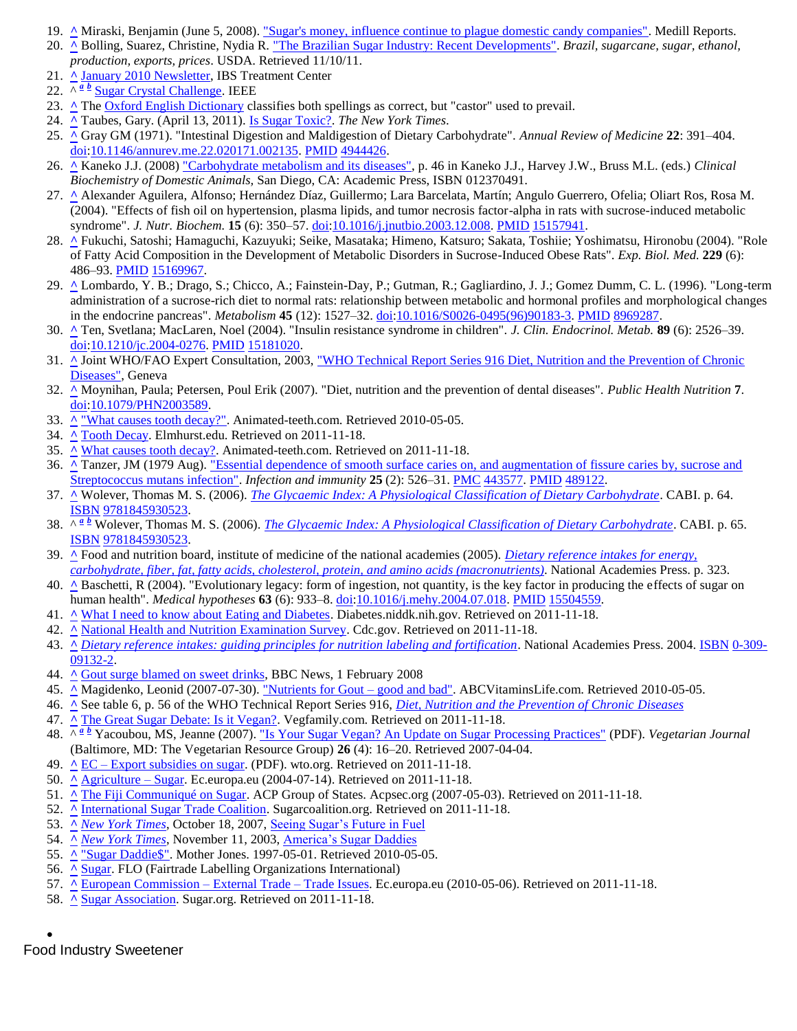19. ^ Miraski, Benjamin (June 5, 2008). "Sugar's money, influence continue to plague domestic candy companies". Medill Reports.
20. ^ Bolling, Suarez, Christine, Nydia R. "The Brazilian Sugar Industry: Recent Developments". *Brazil, sugarcane, sugar, ethanol, production, exports, prices*. USDA. Retrieved 11/10/11.
21. ^ January 2010 Newsletter, IBS Treatment Center
22. ^ *a* *b* Sugar Crystal Challenge. IEEE
23. ^ The Oxford English Dictionary classifies both spellings as correct, but "castor" used to prevail.
24. ^ Taubes, Gary. (April 13, 2011). Is Sugar Toxic?. *The New York Times*.
25. ^ Gray GM (1971). "Intestinal Digestion and Maldigestion of Dietary Carbohydrate". *Annual Review of Medicine* **22**: 391–404. doi:10.1146/annurev.me.22.020171.002135. PMID 4944426.
26. ^ Kaneko J.J. (2008) "Carbohydrate metabolism and its diseases", p. 46 in Kaneko J.J., Harvey J.W., Bruss M.L. (eds.) *Clinical Biochemistry of Domestic Animals*, San Diego, CA: Academic Press, ISBN 012370491.
27. ^ Alexander Aguilera, Alfonso; Hernández Díaz, Guillermo; Lara Barcelata, Martín; Angulo Guerrero, Ofelia; Oliart Ros, Rosa M. (2004). "Effects of fish oil on hypertension, plasma lipids, and tumor necrosis factor-alpha in rats with sucrose-induced metabolic syndrome". *J. Nutr. Biochem.* **15** (6): 350–57. doi:10.1016/j.jnutbio.2003.12.008. PMID 15157941.
28. ^ Fukuchi, Satoshi; Hamaguchi, Kazuyuki; Seike, Masataka; Himeno, Katsuro; Sakata, Toshiie; Yoshimatsu, Hironobu (2004). "Role of Fatty Acid Composition in the Development of Metabolic Disorders in Sucrose-Induced Obese Rats". *Exp. Biol. Med.* **229** (6): 486–93. PMID 15169967.
29. ^ Lombardo, Y. B.; Drago, S.; Chicco, A.; Fainstein-Day, P.; Gutman, R.; Gagliardino, J. J.; Gomez Dumm, C. L. (1996). "Long-term administration of a sucrose-rich diet to normal rats: relationship between metabolic and hormonal profiles and morphological changes in the endocrine pancreas". *Metabolism* **45** (12): 1527–32. doi:10.1016/S0026-0495(96)90183-3. PMID 8969287.
30. ^ Ten, Svetlana; MacLaren, Noel (2004). "Insulin resistance syndrome in children". *J. Clin. Endocrinol. Metab.* **89** (6): 2526–39. doi:10.1210/jc.2004-0276. PMID 15181020.
31. ^ Joint WHO/FAO Expert Consultation, 2003, "WHO Technical Report Series 916 Diet, Nutrition and the Prevention of Chronic Diseases", Geneva
32. ^ Moynihan, Paula; Petersen, Poul Erik (2007). "Diet, nutrition and the prevention of dental diseases". *Public Health Nutrition* **7**. doi:10.1079/PHN2003589.
33. ^ "What causes tooth decay?". Animated-teeth.com. Retrieved 2010-05-05.
34. ^ Tooth Decay. Elmhurst.edu. Retrieved on 2011-11-18.
35. ^ What causes tooth decay?. Animated-teeth.com. Retrieved on 2011-11-18.
36. ^ Tanzer, JM (1979 Aug). "Essential dependence of smooth surface caries on, and augmentation of fissure caries by, sucrose and Streptococcus mutans infection". *Infection and immunity* **25** (2): 526–31. PMC 443577. PMID 489122.
37. ^ Wolever, Thomas M. S. (2006). *The Glycaemic Index: A Physiological Classification of Dietary Carbohydrate*. CABI. p. 64. ISBN 9781845930523.
38. ^ *a* *b* Wolever, Thomas M. S. (2006). *The Glycaemic Index: A Physiological Classification of Dietary Carbohydrate*. CABI. p. 65. ISBN 9781845930523.
39. ^ Food and nutrition board, institute of medicine of the national academies (2005). *Dietary reference intakes for energy, carbohydrate, fiber, fat, fatty acids, cholesterol, protein, and amino acids (macronutrients)*. National Academies Press. p. 323.
40. ^ Baschetti, R (2004). "Evolutionary legacy: form of ingestion, not quantity, is the key factor in producing the effects of sugar on human health". *Medical hypotheses* **63** (6): 933–8. doi:10.1016/j.mehy.2004.07.018. PMID 15504559.
41. ^ What I need to know about Eating and Diabetes. Diabetes.niddk.nih.gov. Retrieved on 2011-11-18.
42. ^ National Health and Nutrition Examination Survey. Cdc.gov. Retrieved on 2011-11-18.
43. ^ *Dietary reference intakes: guiding principles for nutrition labeling and fortification*. National Academies Press. 2004. ISBN 0-309-09132-2.
44. ^ Gout surge blamed on sweet drinks, BBC News, 1 February 2008
45. ^ Magidenko, Leonid (2007-07-30). "Nutrients for Gout – good and bad". ABCVitaminsLife.com. Retrieved 2010-05-05.
46. ^ See table 6, p. 56 of the WHO Technical Report Series 916, *Diet, Nutrition and the Prevention of Chronic Diseases*
47. ^ The Great Sugar Debate: Is it Vegan?. Vegfamily.com. Retrieved on 2011-11-18.
48. ^ *a* *b* Yacoubou, MS, Jeanne (2007). "Is Your Sugar Vegan? An Update on Sugar Processing Practices" (PDF). *Vegetarian Journal* (Baltimore, MD: The Vegetarian Resource Group) **26** (4): 16–20. Retrieved 2007-04-04.
49. ^ EC – Export subsidies on sugar. (PDF). wto.org. Retrieved on 2011-11-18.
50. ^ Agriculture – Sugar. Ec.europa.eu (2004-07-14). Retrieved on 2011-11-18.
51. ^ The Fiji Communiqué on Sugar. ACP Group of States. Acpsec.org (2007-05-03). Retrieved on 2011-11-18.
52. ^ International Sugar Trade Coalition. Sugarcoalition.org. Retrieved on 2011-11-18.
53. ^ *New York Times*, October 18, 2007, Seeing Sugar's Future in Fuel
54. ^ *New York Times*, November 11, 2003, America's Sugar Daddies
55. ^ "Sugar Daddie$". Mother Jones. 1997-05-01. Retrieved 2010-05-05.
56. ^ Sugar. FLO (Fairtrade Labelling Organizations International)
57. ^ European Commission – External Trade – Trade Issues. Ec.europa.eu (2010-05-06). Retrieved on 2011-11-18.
58. ^ Sugar Association. Sugar.org. Retrieved on 2011-11-18.

- Food Industry Sweetener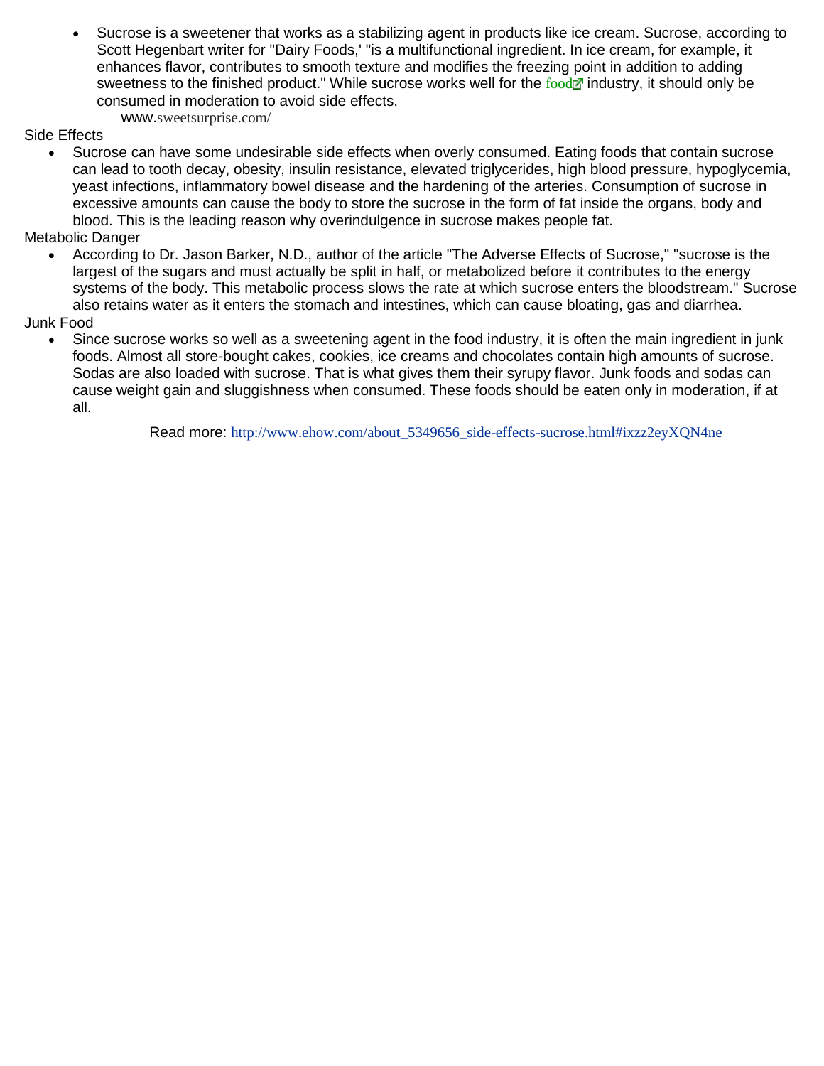- Sucrose is a sweetener that works as a stabilizing agent in products like ice cream. Sucrose, according to Scott Hegenbart writer for "Dairy Foods,' "is a multifunctional ingredient. In ice cream, for example, it enhances flavor, contributes to smooth texture and modifies the freezing point in addition to adding sweetness to the finished product." While sucrose works well for the food industry, it should only be consumed in moderation to avoid side effects.

  www.sweetsurprise.com/

Side Effects

- Sucrose can have some undesirable side effects when overly consumed. Eating foods that contain sucrose can lead to tooth decay, obesity, insulin resistance, elevated triglycerides, high blood pressure, hypoglycemia, yeast infections, inflammatory bowel disease and the hardening of the arteries. Consumption of sucrose in excessive amounts can cause the body to store the sucrose in the form of fat inside the organs, body and blood. This is the leading reason why overindulgence in sucrose makes people fat.

Metabolic Danger

- According to Dr. Jason Barker, N.D., author of the article "The Adverse Effects of Sucrose," "sucrose is the largest of the sugars and must actually be split in half, or metabolized before it contributes to the energy systems of the body. This metabolic process slows the rate at which sucrose enters the bloodstream." Sucrose also retains water as it enters the stomach and intestines, which can cause bloating, gas and diarrhea.

Junk Food

- Since sucrose works so well as a sweetening agent in the food industry, it is often the main ingredient in junk foods. Almost all store-bought cakes, cookies, ice creams and chocolates contain high amounts of sucrose. Sodas are also loaded with sucrose. That is what gives them their syrupy flavor. Junk foods and sodas can cause weight gain and sluggishness when consumed. These foods should be eaten only in moderation, if at all.

Read more: http://www.ehow.com/about_5349656_side-effects-sucrose.html#ixzz2eyXQN4ne